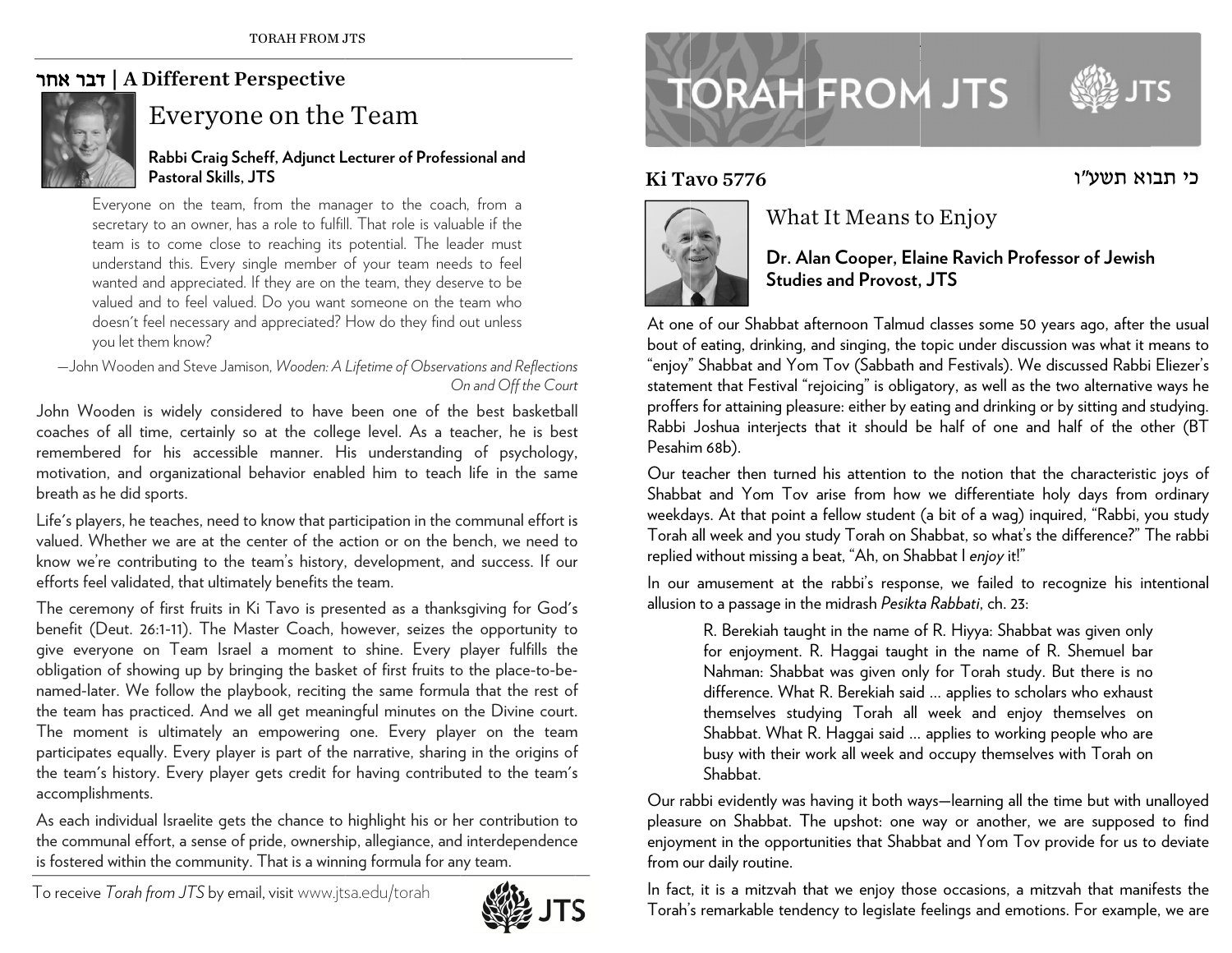# דבר אחר | A Different Perspective

## Everyone on the Team

**Rabbi Craig Scheff, Adjunct Lecturer of Professional and Pastoral Skills, JTS**

> Everyone on the team, from the manager to the coach, from a secretary to an owner, has a role to fulfill. That role is valuable if the team is to come close to reaching its potential. The leader must understand this. Every single member of your team needs to feel wanted and appreciated. If they are on the team, they deserve to be valued and to feel valued. Do you want someone on the team who doesn't feel necessary and appreciated? How do they find out unless you let them know?
>
> —John Wooden and Steve Jamison, *Wooden: A Lifetime of Observations and Reflections On and Off the Court*

John Wooden is widely considered to have been one of the best basketball coaches of all time, certainly so at the college level. As a teacher, he is best remembered for his accessible manner. His understanding of psychology, motivation, and organizational behavior enabled him to teach life in the same breath as he did sports.

Life's players, he teaches, need to know that participation in the communal effort is valued. Whether we are at the center of the action or on the bench, we need to know we're contributing to the team's history, development, and success. If our efforts feel validated, that ultimately benefits the team.

The ceremony of first fruits in Ki Tavo is presented as a thanksgiving for God's benefit (Deut. 26:1-11). The Master Coach, however, seizes the opportunity to give everyone on Team Israel a moment to shine. Every player fulfills the obligation of showing up by bringing the basket of first fruits to the place-to-be-named-later. We follow the playbook, reciting the same formula that the rest of the team has practiced. And we all get meaningful minutes on the Divine court. The moment is ultimately an empowering one. Every player on the team participates equally. Every player is part of the narrative, sharing in the origins of the team's history. Every player gets credit for having contributed to the team's accomplishments.

As each individual Israelite gets the chance to highlight his or her contribution to the communal effort, a sense of pride, ownership, allegiance, and interdependence is fostered within the community. That is a winning formula for any team.

To receive *Torah from JTS* by email, visit www.jtsa.edu/torah

# TORAH FROM JTS

**Ki Tavo 5776** כי תבוא תשע"ו

## What It Means to Enjoy

**Dr. Alan Cooper, Elaine Ravich Professor of Jewish Studies and Provost, JTS**

At one of our Shabbat afternoon Talmud classes some 50 years ago, after the usual bout of eating, drinking, and singing, the topic under discussion was what it means to "enjoy" Shabbat and Yom Tov (Sabbath and Festivals). We discussed Rabbi Eliezer's statement that Festival "rejoicing" is obligatory, as well as the two alternative ways he proffers for attaining pleasure: either by eating and drinking or by sitting and studying. Rabbi Joshua interjects that it should be half of one and half of the other (BT Pesahim 68b).

Our teacher then turned his attention to the notion that the characteristic joys of Shabbat and Yom Tov arise from how we differentiate holy days from ordinary weekdays. At that point a fellow student (a bit of a wag) inquired, "Rabbi, you study Torah all week and you study Torah on Shabbat, so what's the difference?" The rabbi replied without missing a beat, "Ah, on Shabbat I *enjoy* it!"

In our amusement at the rabbi's response, we failed to recognize his intentional allusion to a passage in the midrash *Pesikta Rabbati*, ch. 23:

> R. Berekiah taught in the name of R. Hiyya: Shabbat was given only for enjoyment. R. Haggai taught in the name of R. Shemuel bar Nahman: Shabbat was given only for Torah study. But there is no difference. What R. Berekiah said … applies to scholars who exhaust themselves studying Torah all week and enjoy themselves on Shabbat. What R. Haggai said … applies to working people who are busy with their work all week and occupy themselves with Torah on Shabbat.

Our rabbi evidently was having it both ways—learning all the time but with unalloyed pleasure on Shabbat. The upshot: one way or another, we are supposed to find enjoyment in the opportunities that Shabbat and Yom Tov provide for us to deviate from our daily routine.

In fact, it is a mitzvah that we enjoy those occasions, a mitzvah that manifests the Torah's remarkable tendency to legislate feelings and emotions. For example, we are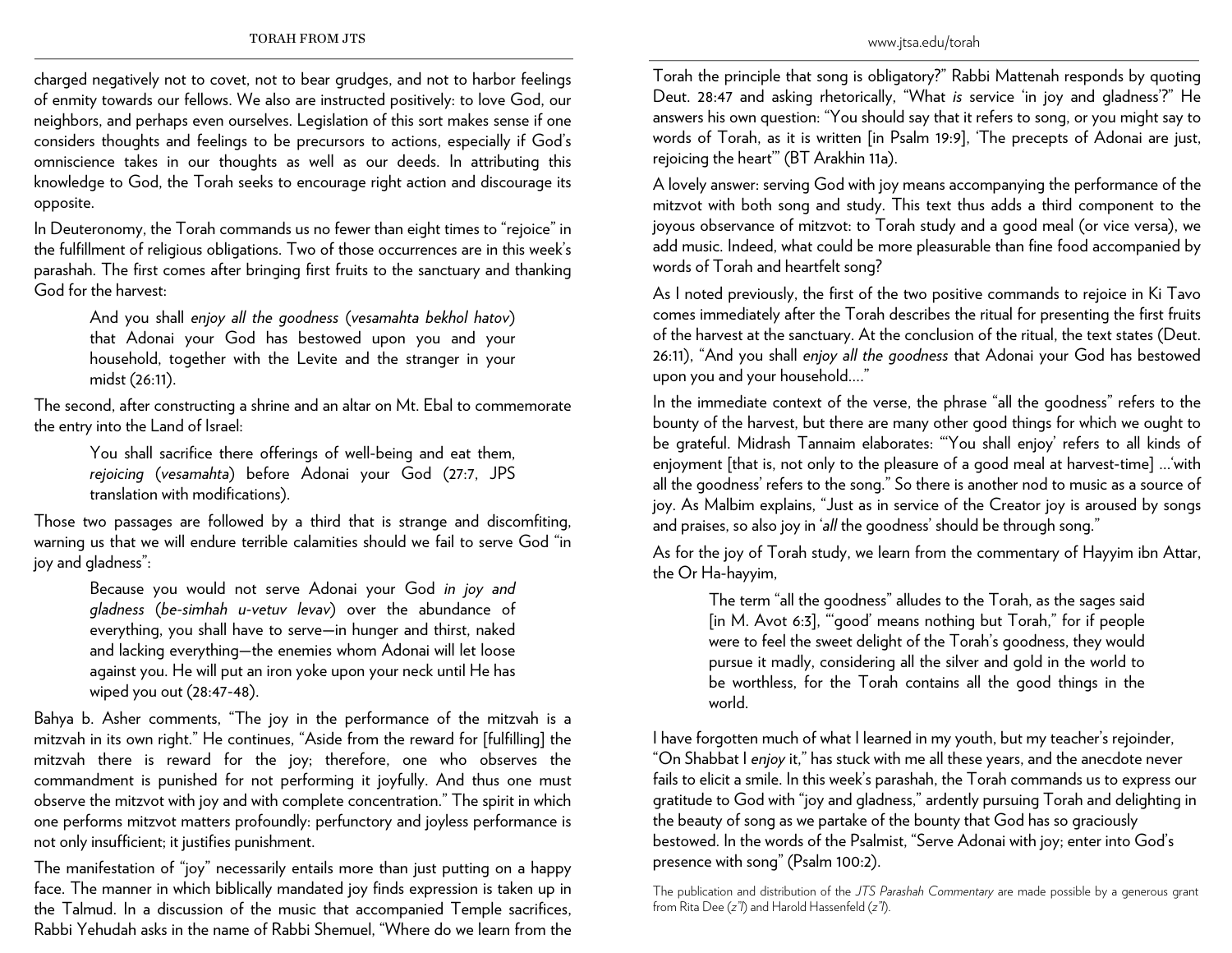charged negatively not to covet, not to bear grudges, and not to harbor feelings of enmity towards our fellows. We also are instructed positively: to love God, our neighbors, and perhaps even ourselves. Legislation of this sort makes sense if one considers thoughts and feelings to be precursors to actions, especially if God's omniscience takes in our thoughts as well as our deeds. In attributing this knowledge to God, the Torah seeks to encourage right action and discourage its opposite.

In Deuteronomy, the Torah commands us no fewer than eight times to "rejoice" in the fulfillment of religious obligations. Two of those occurrences are in this week's parashah. The first comes after bringing first fruits to the sanctuary and thanking God for the harvest:

> And you shall *enjoy all the goodness* (*vesamahta bekhol hatov*) that Adonai your God has bestowed upon you and your household, together with the Levite and the stranger in your midst (26:11).

The second, after constructing a shrine and an altar on Mt. Ebal to commemorate the entry into the Land of Israel:

> You shall sacrifice there offerings of well-being and eat them, *rejoicing* (*vesamahta*) before Adonai your God (27:7, JPS translation with modifications).

Those two passages are followed by a third that is strange and discomfiting, warning us that we will endure terrible calamities should we fail to serve God "in joy and gladness":

> Because you would not serve Adonai your God *in joy and gladness* (*be-simhah u-vetuv levav*) over the abundance of everything, you shall have to serve—in hunger and thirst, naked and lacking everything—the enemies whom Adonai will let loose against you. He will put an iron yoke upon your neck until He has wiped you out (28:47-48).

Bahya b. Asher comments, "The joy in the performance of the mitzvah is a mitzvah in its own right." He continues, "Aside from the reward for [fulfilling] the mitzvah there is reward for the joy; therefore, one who observes the commandment is punished for not performing it joyfully. And thus one must observe the mitzvot with joy and with complete concentration." The spirit in which one performs mitzvot matters profoundly: perfunctory and joyless performance is not only insufficient; it justifies punishment.

The manifestation of "joy" necessarily entails more than just putting on a happy face. The manner in which biblically mandated joy finds expression is taken up in the Talmud. In a discussion of the music that accompanied Temple sacrifices, Rabbi Yehudah asks in the name of Rabbi Shemuel, "Where do we learn from the Torah the principle that song is obligatory?" Rabbi Mattenah responds by quoting Deut. 28:47 and asking rhetorically, "What *is* service 'in joy and gladness'?" He answers his own question: "You should say that it refers to song, or you might say to words of Torah, as it is written [in Psalm 19:9], 'The precepts of Adonai are just, rejoicing the heart'" (BT Arakhin 11a).

A lovely answer: serving God with joy means accompanying the performance of the mitzvot with both song and study. This text thus adds a third component to the joyous observance of mitzvot: to Torah study and a good meal (or vice versa), we add music. Indeed, what could be more pleasurable than fine food accompanied by words of Torah and heartfelt song?

As I noted previously, the first of the two positive commands to rejoice in Ki Tavo comes immediately after the Torah describes the ritual for presenting the first fruits of the harvest at the sanctuary. At the conclusion of the ritual, the text states (Deut. 26:11), "And you shall *enjoy all the goodness* that Adonai your God has bestowed upon you and your household...."

In the immediate context of the verse, the phrase "all the goodness" refers to the bounty of the harvest, but there are many other good things for which we ought to be grateful. Midrash Tannaim elaborates: "'You shall enjoy' refers to all kinds of enjoyment [that is, not only to the pleasure of a good meal at harvest-time] ...'with all the goodness' refers to the song." So there is another nod to music as a source of joy. As Malbim explains, "Just as in service of the Creator joy is aroused by songs and praises, so also joy in '*all* the goodness' should be through song."

As for the joy of Torah study, we learn from the commentary of Hayyim ibn Attar, the Or Ha-hayyim,

> The term "all the goodness" alludes to the Torah, as the sages said [in M. Avot 6:3], "'good' means nothing but Torah," for if people were to feel the sweet delight of the Torah's goodness, they would pursue it madly, considering all the silver and gold in the world to be worthless, for the Torah contains all the good things in the world.

I have forgotten much of what I learned in my youth, but my teacher's rejoinder, "On Shabbat I *enjoy* it," has stuck with me all these years, and the anecdote never fails to elicit a smile. In this week's parashah, the Torah commands us to express our gratitude to God with "joy and gladness," ardently pursuing Torah and delighting in the beauty of song as we partake of the bounty that God has so graciously bestowed. In the words of the Psalmist, "Serve Adonai with joy; enter into God's presence with song" (Psalm 100:2).

The publication and distribution of the *JTS Parashah Commentary* are made possible by a generous grant from Rita Dee (*z"l*) and Harold Hassenfeld (*z"l*).